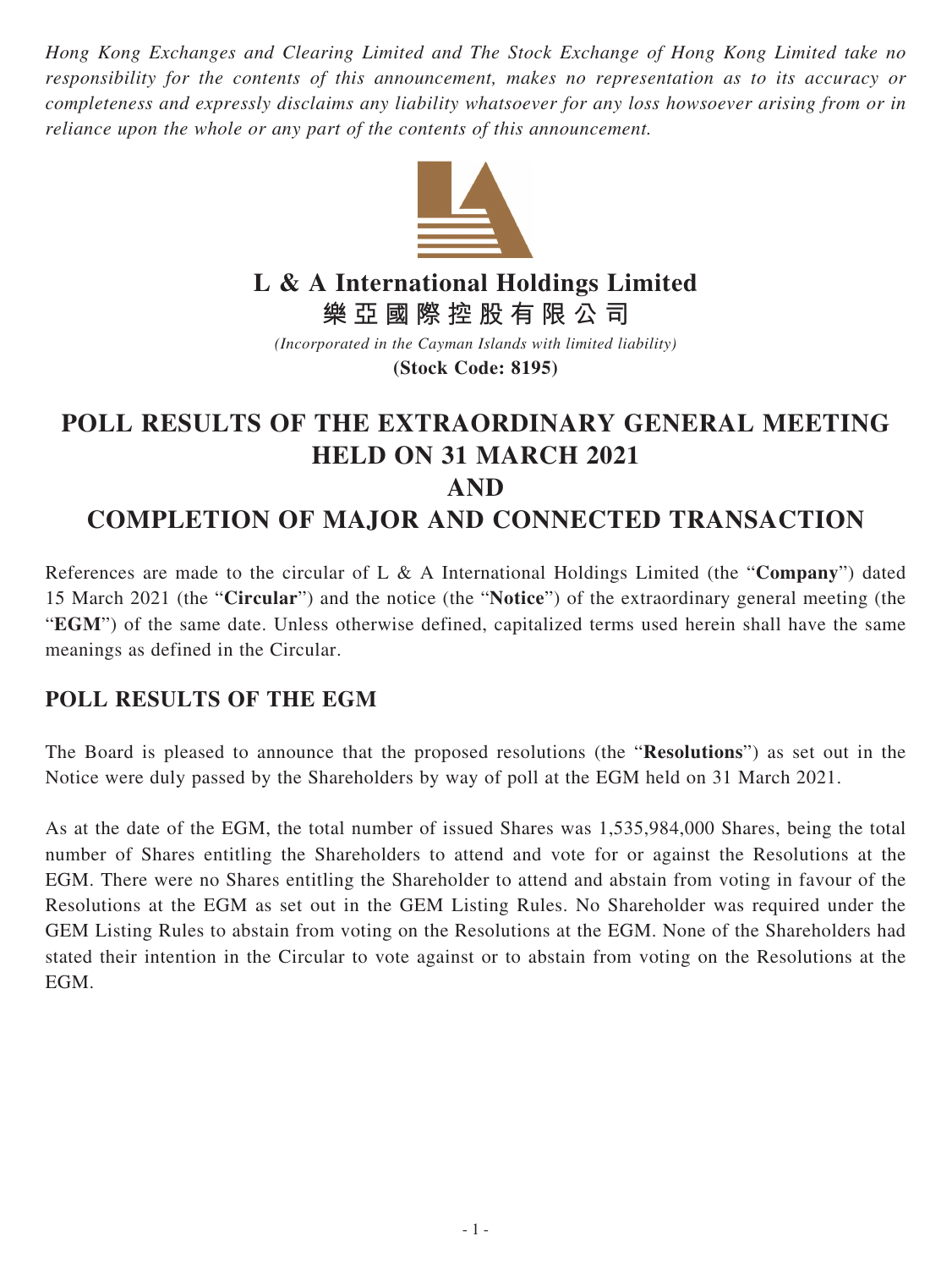*Hong Kong Exchanges and Clearing Limited and The Stock Exchange of Hong Kong Limited take no responsibility for the contents of this announcement, makes no representation as to its accuracy or completeness and expressly disclaims any liability whatsoever for any loss howsoever arising from or in reliance upon the whole or any part of the contents of this announcement.*

# L & A International Holdings Limited
# 樂亞國際控股有限公司

*(Incorporated in the Cayman Islands with limited liability)*

**(Stock Code: 8195)**

# POLL RESULTS OF THE EXTRAORDINARY GENERAL MEETING HELD ON 31 MARCH 2021
# AND
# COMPLETION OF MAJOR AND CONNECTED TRANSACTION

References are made to the circular of L & A International Holdings Limited (the "**Company**") dated 15 March 2021 (the "**Circular**") and the notice (the "**Notice**") of the extraordinary general meeting (the "**EGM**") of the same date. Unless otherwise defined, capitalized terms used herein shall have the same meanings as defined in the Circular.

## POLL RESULTS OF THE EGM

The Board is pleased to announce that the proposed resolutions (the "**Resolutions**") as set out in the Notice were duly passed by the Shareholders by way of poll at the EGM held on 31 March 2021.

As at the date of the EGM, the total number of issued Shares was 1,535,984,000 Shares, being the total number of Shares entitling the Shareholders to attend and vote for or against the Resolutions at the EGM. There were no Shares entitling the Shareholder to attend and abstain from voting in favour of the Resolutions at the EGM as set out in the GEM Listing Rules. No Shareholder was required under the GEM Listing Rules to abstain from voting on the Resolutions at the EGM. None of the Shareholders had stated their intention in the Circular to vote against or to abstain from voting on the Resolutions at the EGM.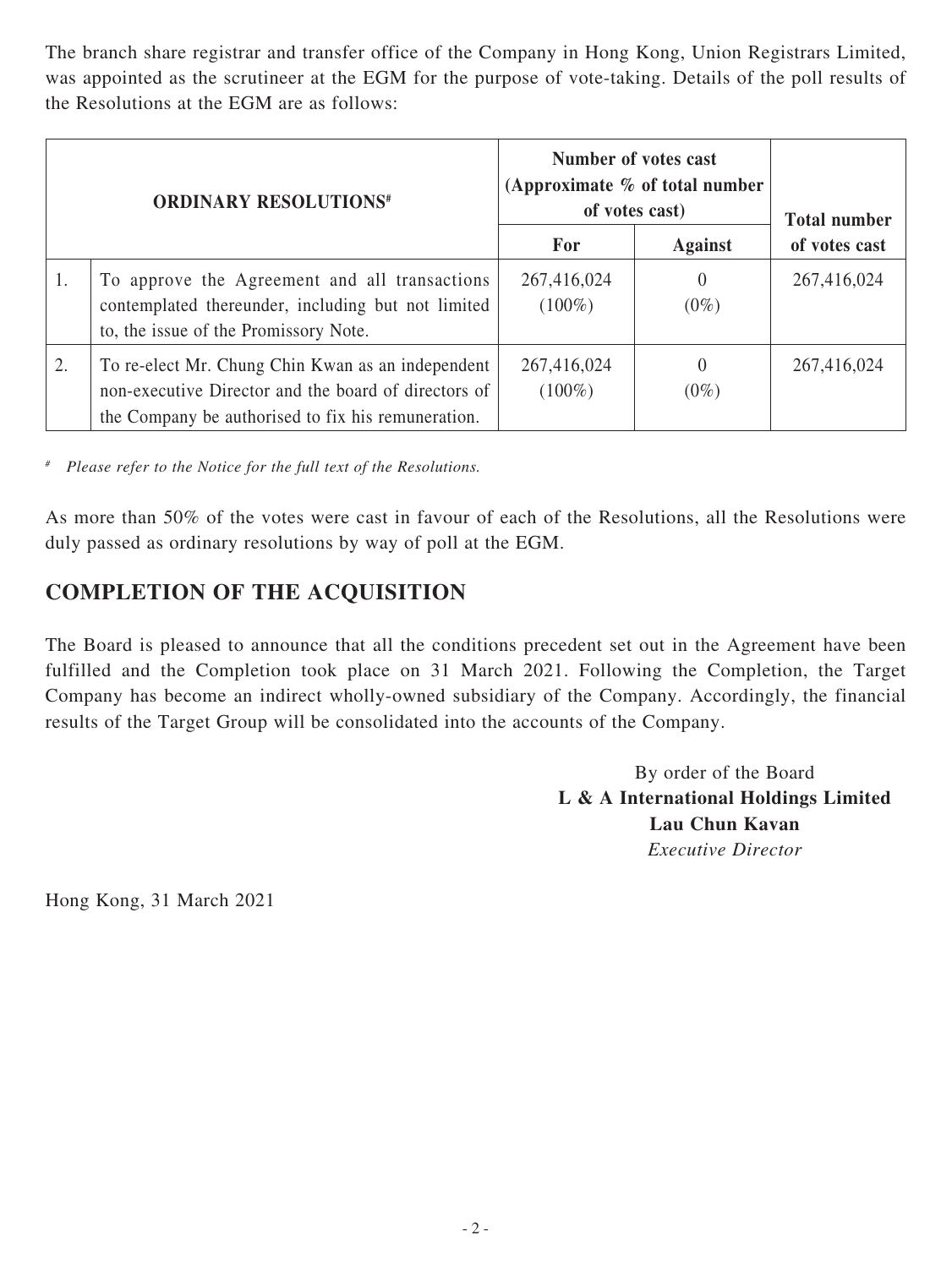The branch share registrar and transfer office of the Company in Hong Kong, Union Registrars Limited, was appointed as the scrutineer at the EGM for the purpose of vote-taking. Details of the poll results of the Resolutions at the EGM are as follows:

| | ORDINARY RESOLUTIONS[#] | Number of votes cast (Approximate % of total number of votes cast) | | Total number of votes cast |
|---|---|---|---|---|
| | | For | Against | |
| 1. | To approve the Agreement and all transactions contemplated thereunder, including but not limited to, the issue of the Promissory Note. | 267,416,024 (100%) | 0 (0%) | 267,416,024 |
| 2. | To re-elect Mr. Chung Chin Kwan as an independent non-executive Director and the board of directors of the Company be authorised to fix his remuneration. | 267,416,024 (100%) | 0 (0%) | 267,416,024 |

[#] *Please refer to the Notice for the full text of the Resolutions.*

As more than 50% of the votes were cast in favour of each of the Resolutions, all the Resolutions were duly passed as ordinary resolutions by way of poll at the EGM.

## COMPLETION OF THE ACQUISITION

The Board is pleased to announce that all the conditions precedent set out in the Agreement have been fulfilled and the Completion took place on 31 March 2021. Following the Completion, the Target Company has become an indirect wholly-owned subsidiary of the Company. Accordingly, the financial results of the Target Group will be consolidated into the accounts of the Company.

By order of the Board
**L & A International Holdings Limited**
**Lau Chun Kavan**
*Executive Director*

Hong Kong, 31 March 2021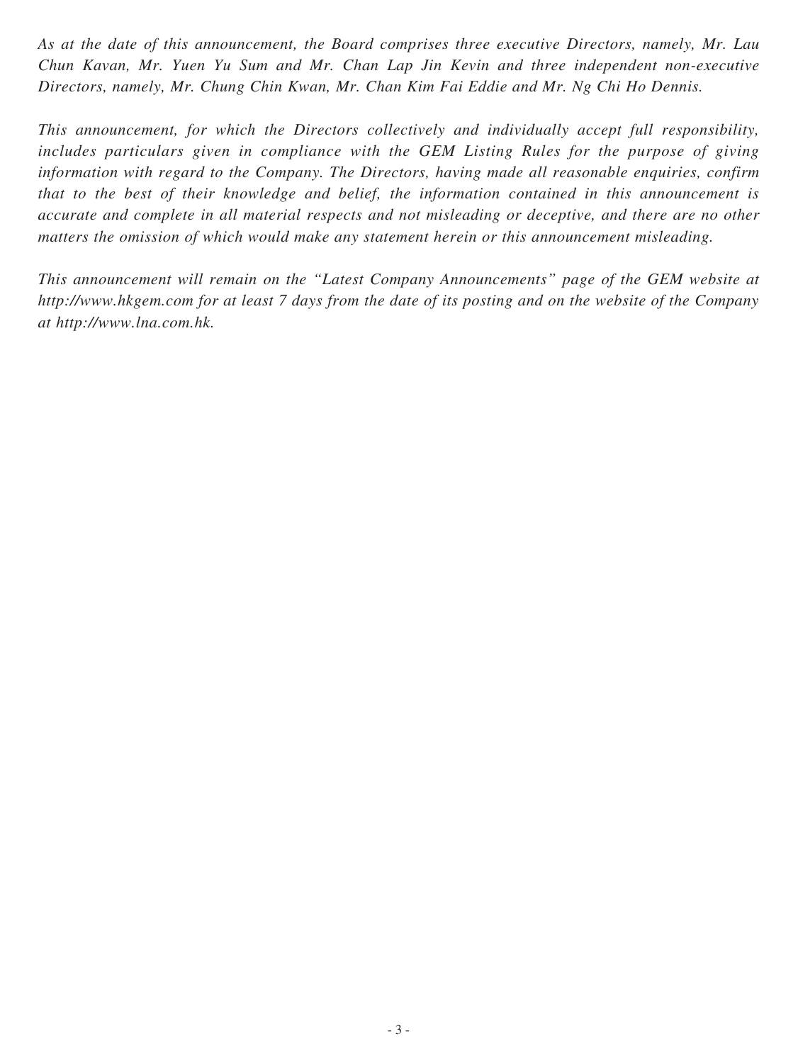*As at the date of this announcement, the Board comprises three executive Directors, namely, Mr. Lau Chun Kavan, Mr. Yuen Yu Sum and Mr. Chan Lap Jin Kevin and three independent non-executive Directors, namely, Mr. Chung Chin Kwan, Mr. Chan Kim Fai Eddie and Mr. Ng Chi Ho Dennis.*

*This announcement, for which the Directors collectively and individually accept full responsibility, includes particulars given in compliance with the GEM Listing Rules for the purpose of giving information with regard to the Company. The Directors, having made all reasonable enquiries, confirm that to the best of their knowledge and belief, the information contained in this announcement is accurate and complete in all material respects and not misleading or deceptive, and there are no other matters the omission of which would make any statement herein or this announcement misleading.*

*This announcement will remain on the "Latest Company Announcements" page of the GEM website at http://www.hkgem.com for at least 7 days from the date of its posting and on the website of the Company at http://www.lna.com.hk.*